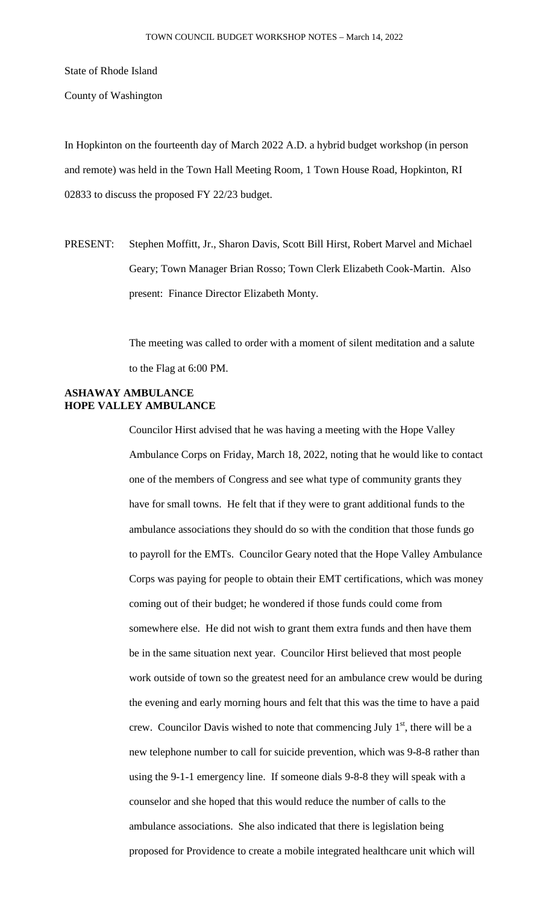State of Rhode Island

County of Washington

In Hopkinton on the fourteenth day of March 2022 A.D. a hybrid budget workshop (in person and remote) was held in the Town Hall Meeting Room, 1 Town House Road, Hopkinton, RI 02833 to discuss the proposed FY 22/23 budget.

PRESENT: Stephen Moffitt, Jr., Sharon Davis, Scott Bill Hirst, Robert Marvel and Michael Geary; Town Manager Brian Rosso; Town Clerk Elizabeth Cook-Martin. Also present: Finance Director Elizabeth Monty.

The meeting was called to order with a moment of silent meditation and a salute to the Flag at 6:00 PM.

**ASHAWAY AMBULANCE**
**HOPE VALLEY AMBULANCE**

Councilor Hirst advised that he was having a meeting with the Hope Valley Ambulance Corps on Friday, March 18, 2022, noting that he would like to contact one of the members of Congress and see what type of community grants they have for small towns. He felt that if they were to grant additional funds to the ambulance associations they should do so with the condition that those funds go to payroll for the EMTs. Councilor Geary noted that the Hope Valley Ambulance Corps was paying for people to obtain their EMT certifications, which was money coming out of their budget; he wondered if those funds could come from somewhere else. He did not wish to grant them extra funds and then have them be in the same situation next year. Councilor Hirst believed that most people work outside of town so the greatest need for an ambulance crew would be during the evening and early morning hours and felt that this was the time to have a paid crew. Councilor Davis wished to note that commencing July 1st, there will be a new telephone number to call for suicide prevention, which was 9-8-8 rather than using the 9-1-1 emergency line. If someone dials 9-8-8 they will speak with a counselor and she hoped that this would reduce the number of calls to the ambulance associations. She also indicated that there is legislation being proposed for Providence to create a mobile integrated healthcare unit which will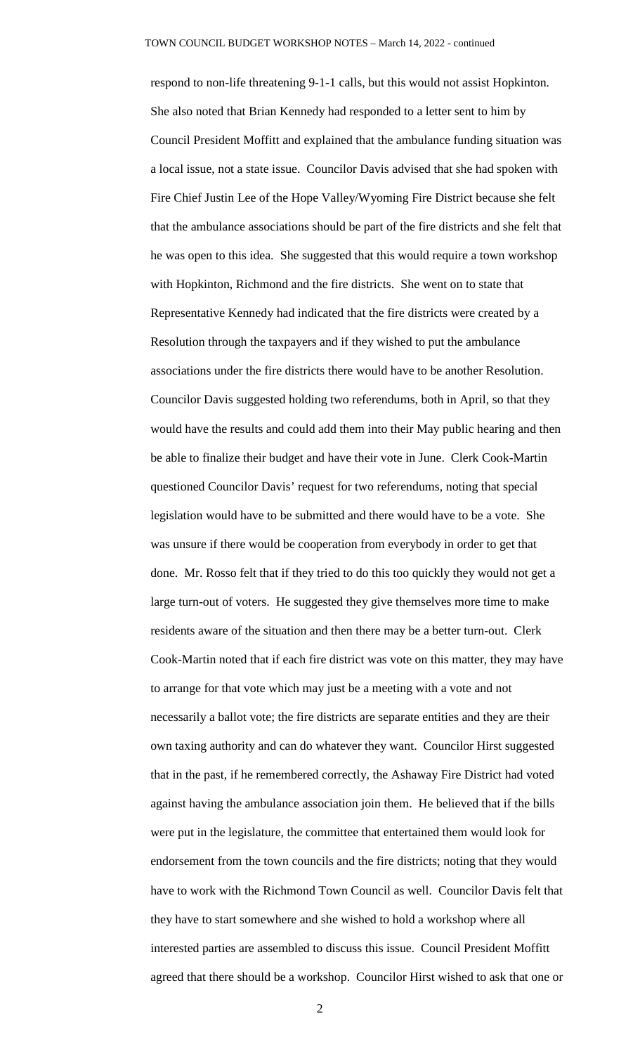respond to non-life threatening 9-1-1 calls, but this would not assist Hopkinton. She also noted that Brian Kennedy had responded to a letter sent to him by Council President Moffitt and explained that the ambulance funding situation was a local issue, not a state issue. Councilor Davis advised that she had spoken with Fire Chief Justin Lee of the Hope Valley/Wyoming Fire District because she felt that the ambulance associations should be part of the fire districts and she felt that he was open to this idea. She suggested that this would require a town workshop with Hopkinton, Richmond and the fire districts. She went on to state that Representative Kennedy had indicated that the fire districts were created by a Resolution through the taxpayers and if they wished to put the ambulance associations under the fire districts there would have to be another Resolution. Councilor Davis suggested holding two referendums, both in April, so that they would have the results and could add them into their May public hearing and then be able to finalize their budget and have their vote in June. Clerk Cook-Martin questioned Councilor Davis' request for two referendums, noting that special legislation would have to be submitted and there would have to be a vote. She was unsure if there would be cooperation from everybody in order to get that done. Mr. Rosso felt that if they tried to do this too quickly they would not get a large turn-out of voters. He suggested they give themselves more time to make residents aware of the situation and then there may be a better turn-out. Clerk Cook-Martin noted that if each fire district was vote on this matter, they may have to arrange for that vote which may just be a meeting with a vote and not necessarily a ballot vote; the fire districts are separate entities and they are their own taxing authority and can do whatever they want. Councilor Hirst suggested that in the past, if he remembered correctly, the Ashaway Fire District had voted against having the ambulance association join them. He believed that if the bills were put in the legislature, the committee that entertained them would look for endorsement from the town councils and the fire districts; noting that they would have to work with the Richmond Town Council as well. Councilor Davis felt that they have to start somewhere and she wished to hold a workshop where all interested parties are assembled to discuss this issue. Council President Moffitt agreed that there should be a workshop. Councilor Hirst wished to ask that one or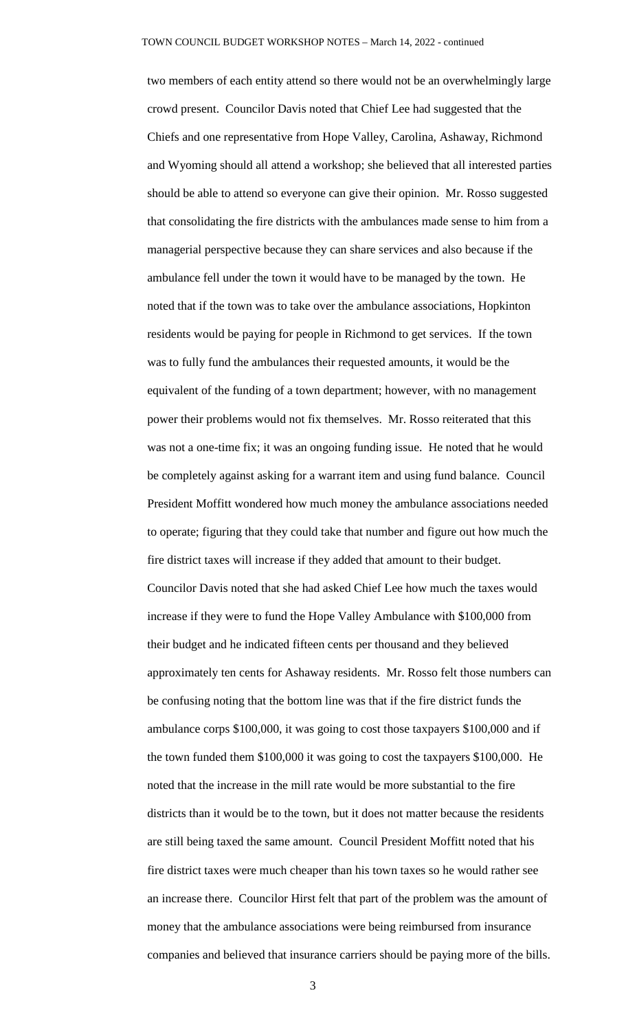two members of each entity attend so there would not be an overwhelmingly large crowd present. Councilor Davis noted that Chief Lee had suggested that the Chiefs and one representative from Hope Valley, Carolina, Ashaway, Richmond and Wyoming should all attend a workshop; she believed that all interested parties should be able to attend so everyone can give their opinion. Mr. Rosso suggested that consolidating the fire districts with the ambulances made sense to him from a managerial perspective because they can share services and also because if the ambulance fell under the town it would have to be managed by the town. He noted that if the town was to take over the ambulance associations, Hopkinton residents would be paying for people in Richmond to get services. If the town was to fully fund the ambulances their requested amounts, it would be the equivalent of the funding of a town department; however, with no management power their problems would not fix themselves. Mr. Rosso reiterated that this was not a one-time fix; it was an ongoing funding issue. He noted that he would be completely against asking for a warrant item and using fund balance. Council President Moffitt wondered how much money the ambulance associations needed to operate; figuring that they could take that number and figure out how much the fire district taxes will increase if they added that amount to their budget. Councilor Davis noted that she had asked Chief Lee how much the taxes would increase if they were to fund the Hope Valley Ambulance with $100,000 from their budget and he indicated fifteen cents per thousand and they believed approximately ten cents for Ashaway residents. Mr. Rosso felt those numbers can be confusing noting that the bottom line was that if the fire district funds the ambulance corps $100,000, it was going to cost those taxpayers $100,000 and if the town funded them $100,000 it was going to cost the taxpayers $100,000. He noted that the increase in the mill rate would be more substantial to the fire districts than it would be to the town, but it does not matter because the residents are still being taxed the same amount. Council President Moffitt noted that his fire district taxes were much cheaper than his town taxes so he would rather see an increase there. Councilor Hirst felt that part of the problem was the amount of money that the ambulance associations were being reimbursed from insurance companies and believed that insurance carriers should be paying more of the bills.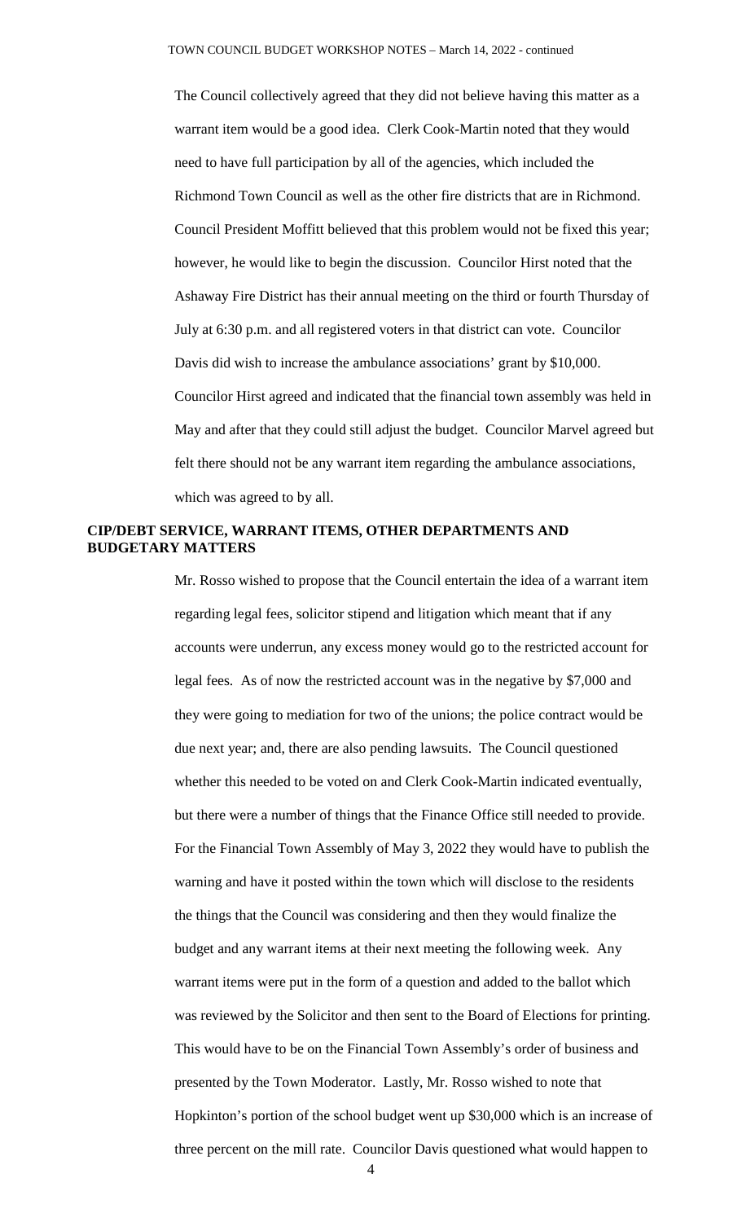The Council collectively agreed that they did not believe having this matter as a warrant item would be a good idea. Clerk Cook-Martin noted that they would need to have full participation by all of the agencies, which included the Richmond Town Council as well as the other fire districts that are in Richmond. Council President Moffitt believed that this problem would not be fixed this year; however, he would like to begin the discussion. Councilor Hirst noted that the Ashaway Fire District has their annual meeting on the third or fourth Thursday of July at 6:30 p.m. and all registered voters in that district can vote. Councilor Davis did wish to increase the ambulance associations' grant by $10,000. Councilor Hirst agreed and indicated that the financial town assembly was held in May and after that they could still adjust the budget. Councilor Marvel agreed but felt there should not be any warrant item regarding the ambulance associations, which was agreed to by all.

**CIP/DEBT SERVICE, WARRANT ITEMS, OTHER DEPARTMENTS AND BUDGETARY MATTERS**

Mr. Rosso wished to propose that the Council entertain the idea of a warrant item regarding legal fees, solicitor stipend and litigation which meant that if any accounts were underrun, any excess money would go to the restricted account for legal fees. As of now the restricted account was in the negative by $7,000 and they were going to mediation for two of the unions; the police contract would be due next year; and, there are also pending lawsuits. The Council questioned whether this needed to be voted on and Clerk Cook-Martin indicated eventually, but there were a number of things that the Finance Office still needed to provide. For the Financial Town Assembly of May 3, 2022 they would have to publish the warning and have it posted within the town which will disclose to the residents the things that the Council was considering and then they would finalize the budget and any warrant items at their next meeting the following week. Any warrant items were put in the form of a question and added to the ballot which was reviewed by the Solicitor and then sent to the Board of Elections for printing. This would have to be on the Financial Town Assembly's order of business and presented by the Town Moderator. Lastly, Mr. Rosso wished to note that Hopkinton's portion of the school budget went up $30,000 which is an increase of three percent on the mill rate. Councilor Davis questioned what would happen to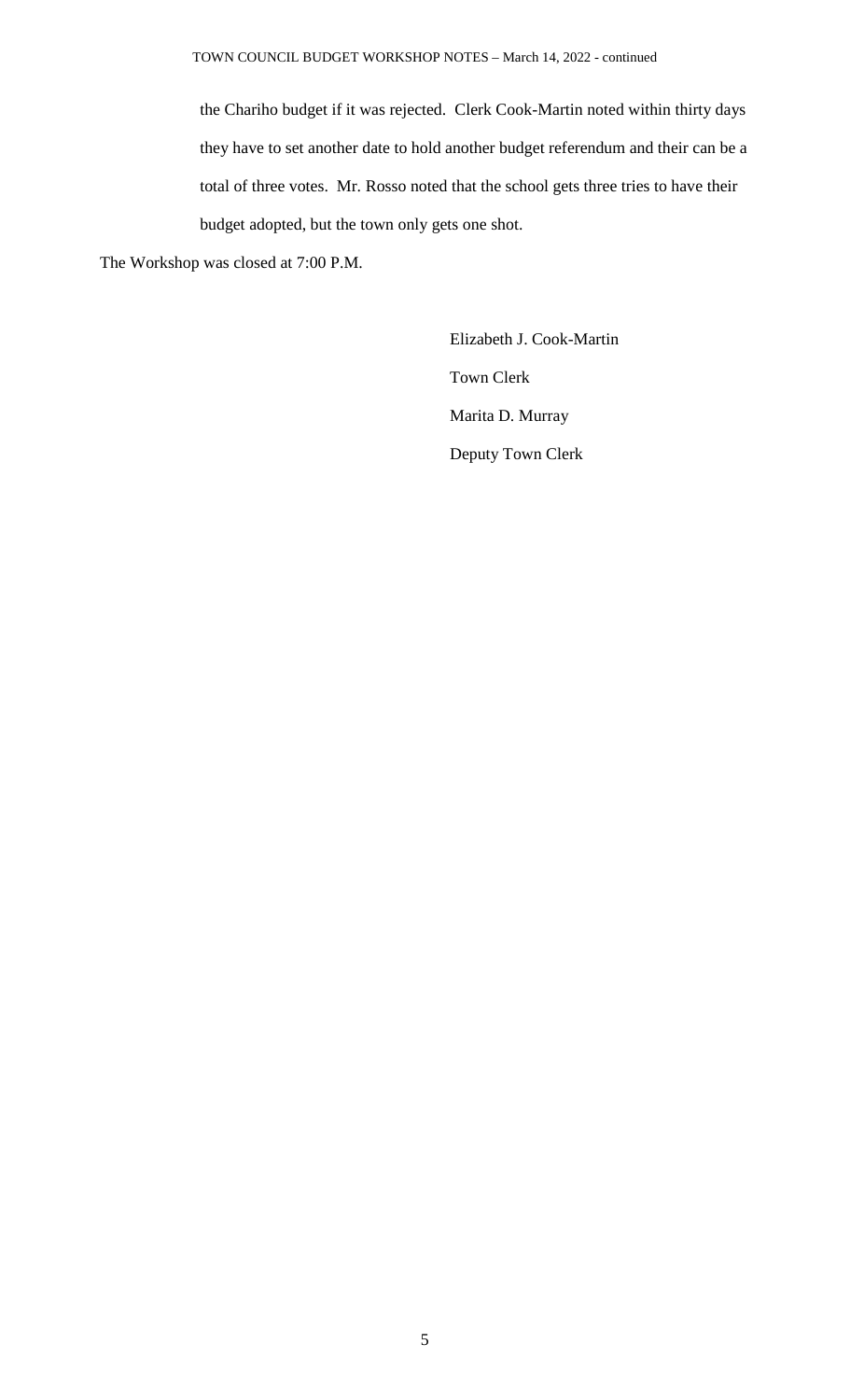the Chariho budget if it was rejected. Clerk Cook-Martin noted within thirty days they have to set another date to hold another budget referendum and their can be a total of three votes. Mr. Rosso noted that the school gets three tries to have their budget adopted, but the town only gets one shot.

The Workshop was closed at 7:00 P.M.

Elizabeth J. Cook-Martin

Town Clerk

Marita D. Murray

Deputy Town Clerk